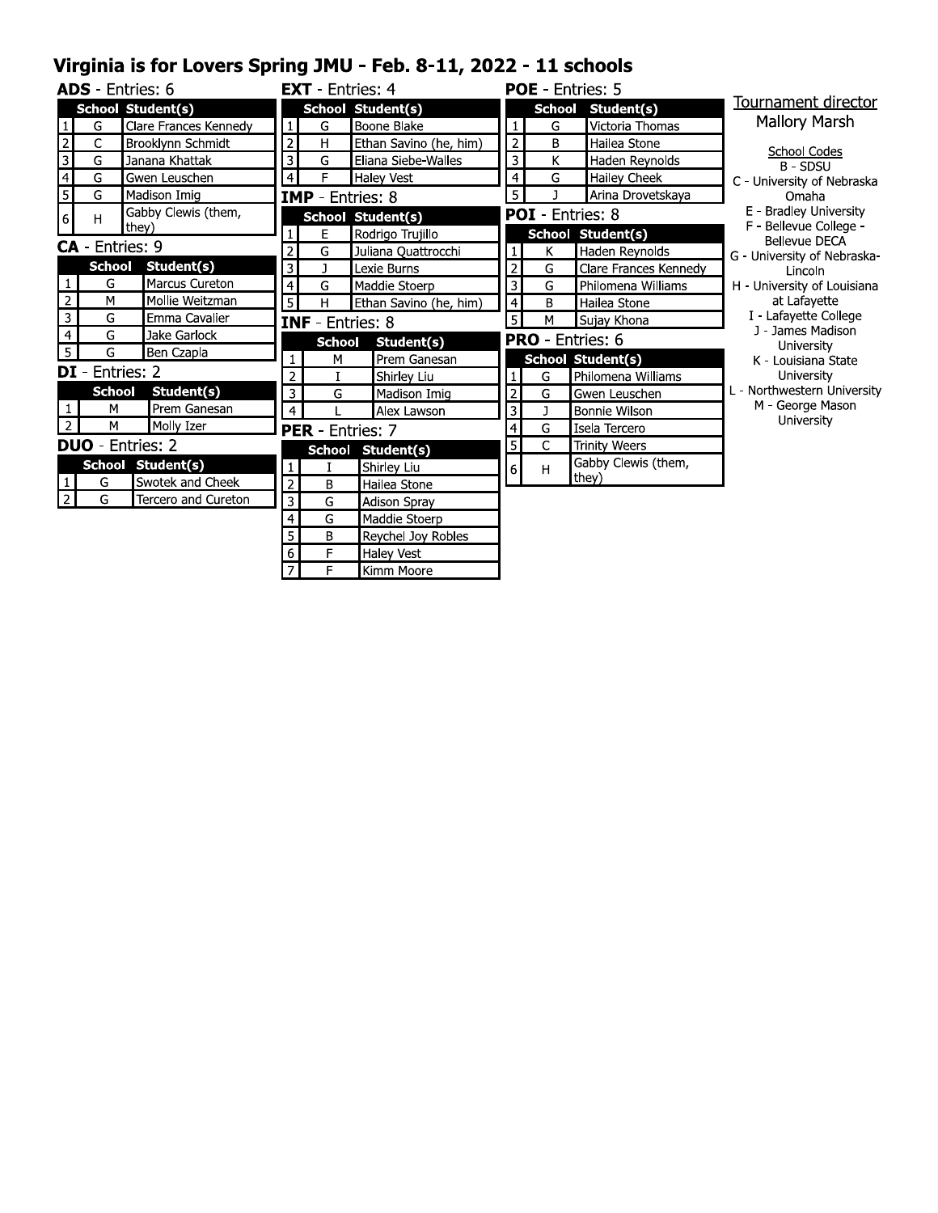# Virginia is for Lovers Spring JMU - Feb. 8-11, 2022 - 11 schools

## ADS - Entries: 6

| | School | Student(s) |
|---|---|---|
| 1 | G | Clare Frances Kennedy |
| 2 | C | Brooklynn Schmidt |
| 3 | G | Janana Khattak |
| 4 | G | Gwen Leuschen |
| 5 | G | Madison Imig |
| 6 | H | Gabby Clewis (them, they) |

## CA - Entries: 9

| | School | Student(s) |
|---|---|---|
| 1 | G | Marcus Cureton |
| 2 | M | Mollie Weitzman |
| 3 | G | Emma Cavalier |
| 4 | G | Jake Garlock |
| 5 | G | Ben Czapla |

## DI - Entries: 2

| | School | Student(s) |
|---|---|---|
| 1 | M | Prem Ganesan |
| 2 | M | Molly Izer |

## DUO - Entries: 2

| | School | Student(s) |
|---|---|---|
| 1 | G | Swotek and Cheek |
| 2 | G | Tercero and Cureton |

## EXT - Entries: 4

| | School | Student(s) |
|---|---|---|
| 1 | G | Boone Blake |
| 2 | H | Ethan Savino (he, him) |
| 3 | G | Eliana Siebe-Walles |
| 4 | F | Haley Vest |

## IMP - Entries: 8

| | School | Student(s) |
|---|---|---|
| 1 | E | Rodrigo Trujillo |
| 2 | G | Juliana Quattrocchi |
| 3 | J | Lexie Burns |
| 4 | G | Maddie Stoerp |
| 5 | H | Ethan Savino (he, him) |

## INF - Entries: 8

| | School | Student(s) |
|---|---|---|
| 1 | M | Prem Ganesan |
| 2 | I | Shirley Liu |
| 3 | G | Madison Imig |
| 4 | L | Alex Lawson |

## PER - Entries: 7

| | School | Student(s) |
|---|---|---|
| 1 | I | Shirley Liu |
| 2 | B | Hailea Stone |
| 3 | G | Adison Spray |
| 4 | G | Maddie Stoerp |
| 5 | B | Reychel Joy Robles |
| 6 | F | Haley Vest |
| 7 | F | Kimm Moore |

## POE - Entries: 5

| | School | Student(s) |
|---|---|---|
| 1 | G | Victoria Thomas |
| 2 | B | Hailea Stone |
| 3 | K | Haden Reynolds |
| 4 | G | Hailey Cheek |
| 5 | J | Arina Drovetskaya |

## POI - Entries: 8

| | School | Student(s) |
|---|---|---|
| 1 | K | Haden Reynolds |
| 2 | G | Clare Frances Kennedy |
| 3 | G | Philomena Williams |
| 4 | B | Hailea Stone |
| 5 | M | Sujay Khona |

## PRO - Entries: 6

| | School | Student(s) |
|---|---|---|
| 1 | G | Philomena Williams |
| 2 | G | Gwen Leuschen |
| 3 | J | Bonnie Wilson |
| 4 | G | Isela Tercero |
| 5 | C | Trinity Weers |
| 6 | H | Gabby Clewis (them, they) |

Tournament director

Mallory Marsh

School Codes

B - SDSU
C - University of Nebraska Omaha
E - Bradley University
F - Bellevue College - Bellevue DECA
G - University of Nebraska-Lincoln
H - University of Louisiana at Lafayette
I - Lafayette College
J - James Madison University
K - Louisiana State University
L - Northwestern University
M - George Mason University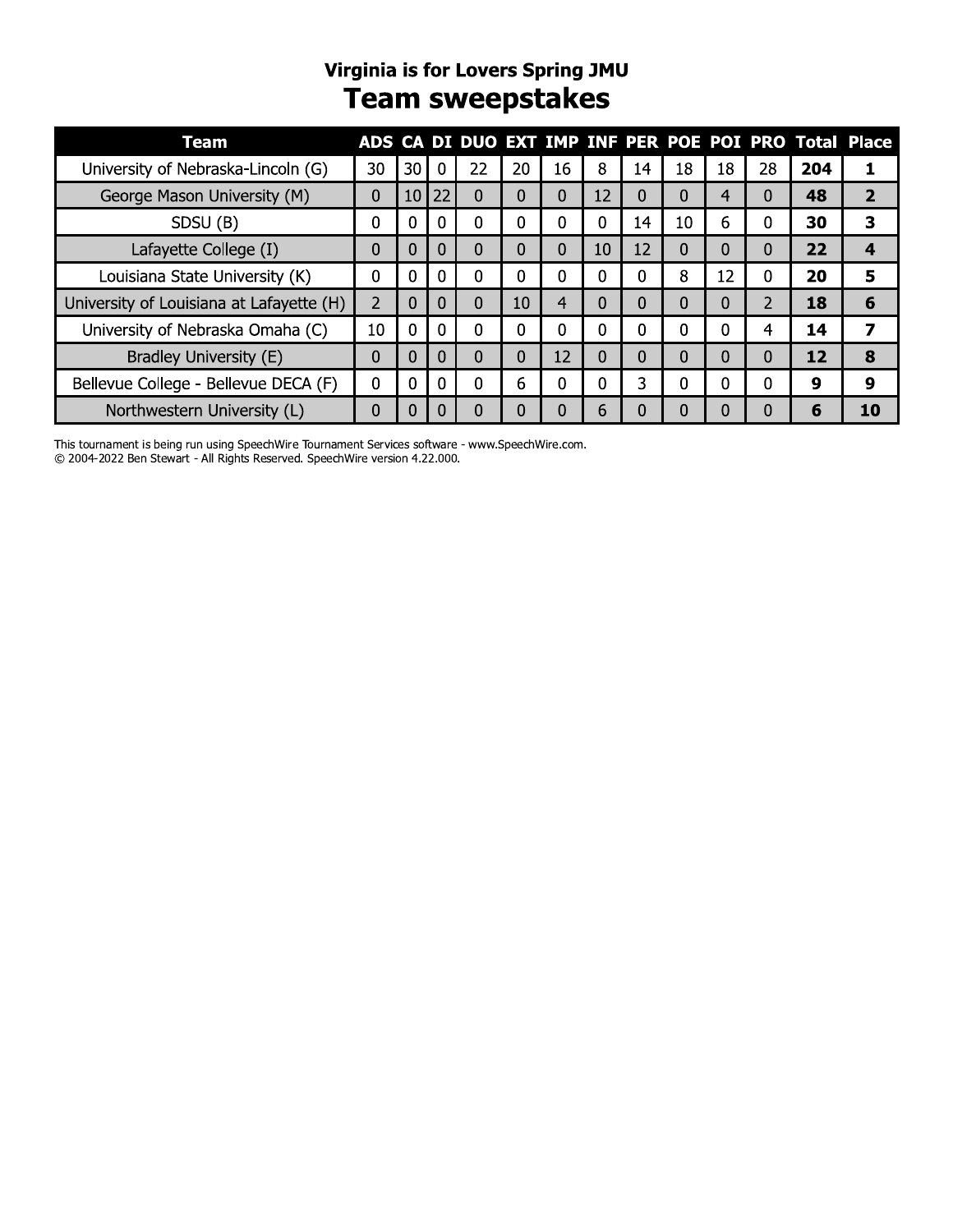## Virginia is for Lovers Spring JMU

# Team sweepstakes

| Team | ADS | CA | DI | DUO | EXT | IMP | INF | PER | POE | POI | PRO | Total | Place |
|---|---|---|---|---|---|---|---|---|---|---|---|---|---|
| University of Nebraska-Lincoln (G) | 30 | 30 | 0 | 22 | 20 | 16 | 8 | 14 | 18 | 18 | 28 | **204** | **1** |
| George Mason University (M) | 0 | 10 | 22 | 0 | 0 | 0 | 12 | 0 | 0 | 4 | 0 | **48** | **2** |
| SDSU (B) | 0 | 0 | 0 | 0 | 0 | 0 | 0 | 14 | 10 | 6 | 0 | **30** | **3** |
| Lafayette College (I) | 0 | 0 | 0 | 0 | 0 | 0 | 10 | 12 | 0 | 0 | 0 | **22** | **4** |
| Louisiana State University (K) | 0 | 0 | 0 | 0 | 0 | 0 | 0 | 0 | 8 | 12 | 0 | **20** | **5** |
| University of Louisiana at Lafayette (H) | 2 | 0 | 0 | 0 | 10 | 4 | 0 | 0 | 0 | 0 | 2 | **18** | **6** |
| University of Nebraska Omaha (C) | 10 | 0 | 0 | 0 | 0 | 0 | 0 | 0 | 0 | 0 | 4 | **14** | **7** |
| Bradley University (E) | 0 | 0 | 0 | 0 | 0 | 12 | 0 | 0 | 0 | 0 | 0 | **12** | **8** |
| Bellevue College - Bellevue DECA (F) | 0 | 0 | 0 | 0 | 6 | 0 | 0 | 3 | 0 | 0 | 0 | **9** | **9** |
| Northwestern University (L) | 0 | 0 | 0 | 0 | 0 | 0 | 6 | 0 | 0 | 0 | 0 | **6** | **10** |

This tournament is being run using SpeechWire Tournament Services software - www.SpeechWire.com.
© 2004-2022 Ben Stewart - All Rights Reserved. SpeechWire version 4.22.000.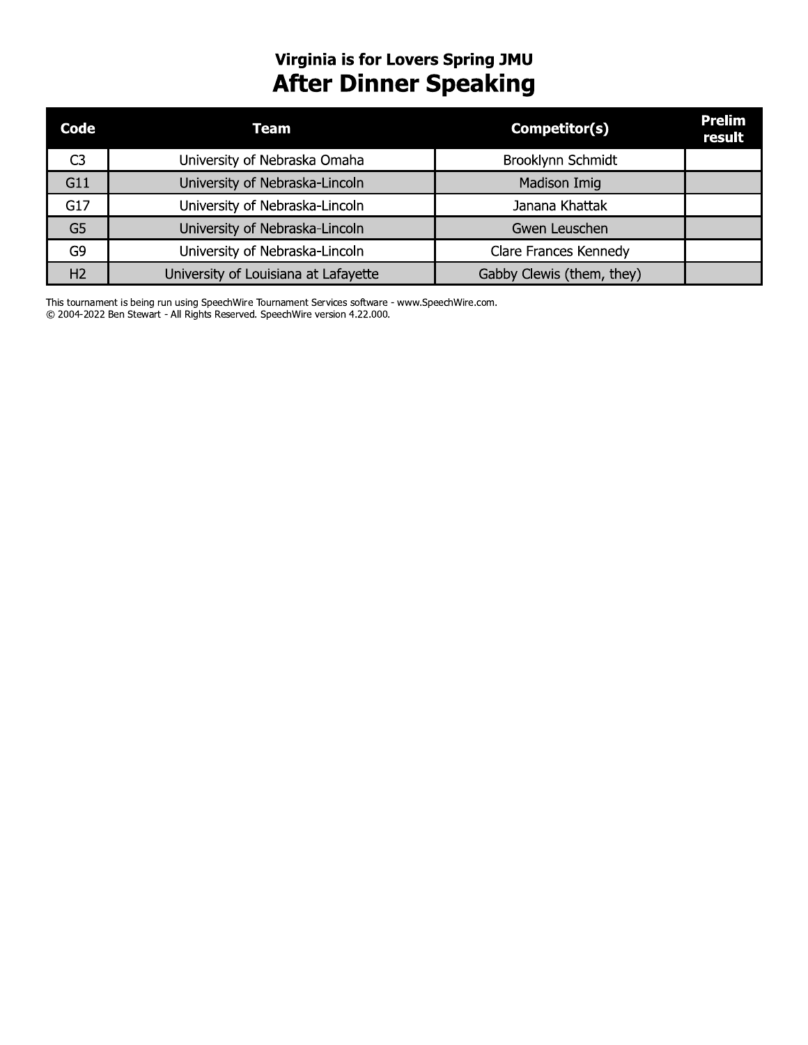### Virginia is for Lovers Spring JMU

# After Dinner Speaking

| Code | Team | Competitor(s) | Prelim result |
|---|---|---|---|
| C3 | University of Nebraska Omaha | Brooklynn Schmidt | |
| G11 | University of Nebraska-Lincoln | Madison Imig | |
| G17 | University of Nebraska-Lincoln | Janana Khattak | |
| G5 | University of Nebraska-Lincoln | Gwen Leuschen | |
| G9 | University of Nebraska-Lincoln | Clare Frances Kennedy | |
| H2 | University of Louisiana at Lafayette | Gabby Clewis (them, they) | |

This tournament is being run using SpeechWire Tournament Services software - www.SpeechWire.com.
© 2004-2022 Ben Stewart - All Rights Reserved. SpeechWire version 4.22.000.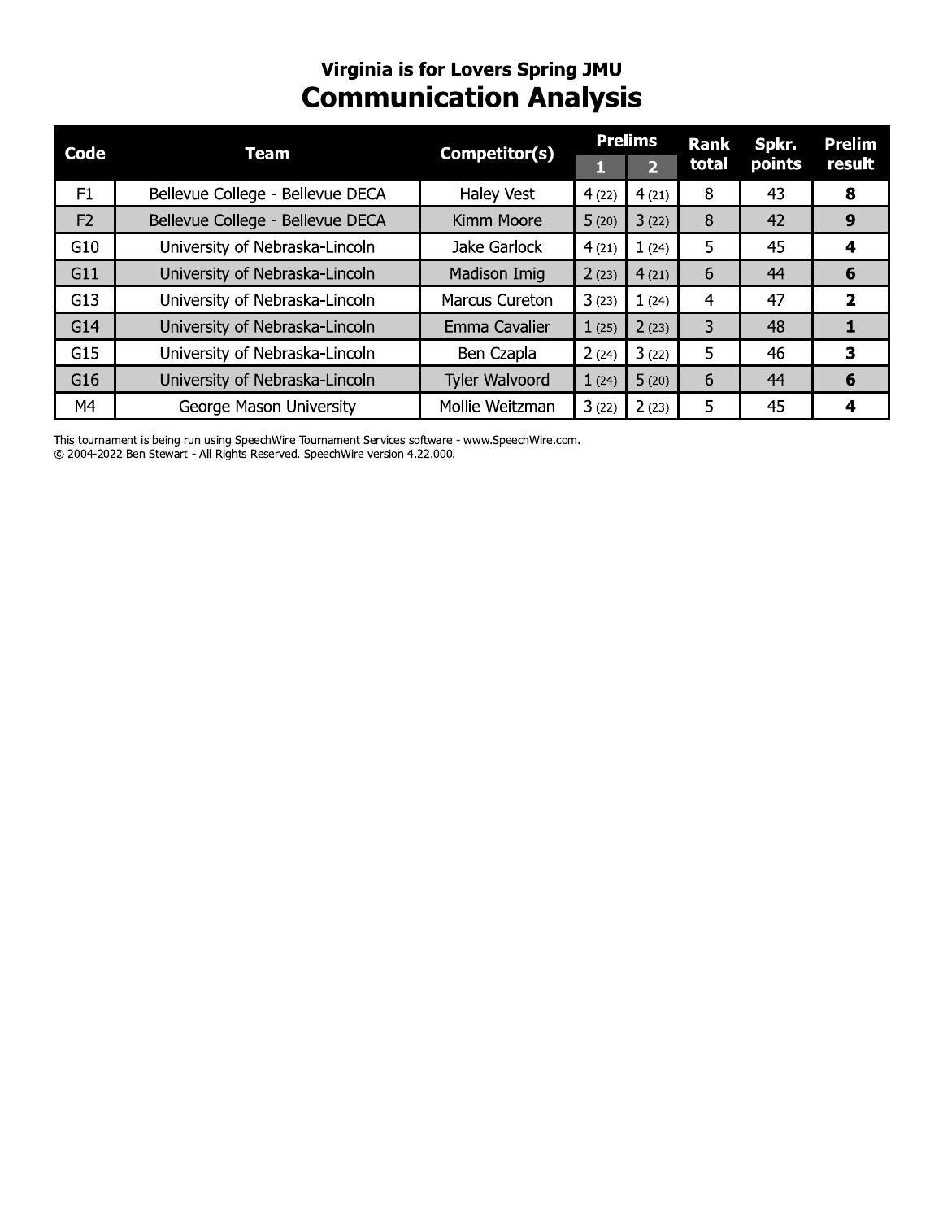## Virginia is for Lovers Spring JMU

# Communication Analysis

| Code | Team | Competitor(s) | Prelims 1 | Prelims 2 | Rank total | Spkr. points | Prelim result |
|---|---|---|---|---|---|---|---|
| F1 | Bellevue College - Bellevue DECA | Haley Vest | 4 (22) | 4 (21) | 8 | 43 | **8** |
| F2 | Bellevue College - Bellevue DECA | Kimm Moore | 5 (20) | 3 (22) | 8 | 42 | **9** |
| G10 | University of Nebraska-Lincoln | Jake Garlock | 4 (21) | 1 (24) | 5 | 45 | **4** |
| G11 | University of Nebraska-Lincoln | Madison Imig | 2 (23) | 4 (21) | 6 | 44 | **6** |
| G13 | University of Nebraska-Lincoln | Marcus Cureton | 3 (23) | 1 (24) | 4 | 47 | **2** |
| G14 | University of Nebraska-Lincoln | Emma Cavalier | 1 (25) | 2 (23) | 3 | 48 | **1** |
| G15 | University of Nebraska-Lincoln | Ben Czapla | 2 (24) | 3 (22) | 5 | 46 | **3** |
| G16 | University of Nebraska-Lincoln | Tyler Walvoord | 1 (24) | 5 (20) | 6 | 44 | **6** |
| M4 | George Mason University | Mollie Weitzman | 3 (22) | 2 (23) | 5 | 45 | **4** |

This tournament is being run using SpeechWire Tournament Services software - www.SpeechWire.com.
© 2004-2022 Ben Stewart - All Rights Reserved. SpeechWire version 4.22.000.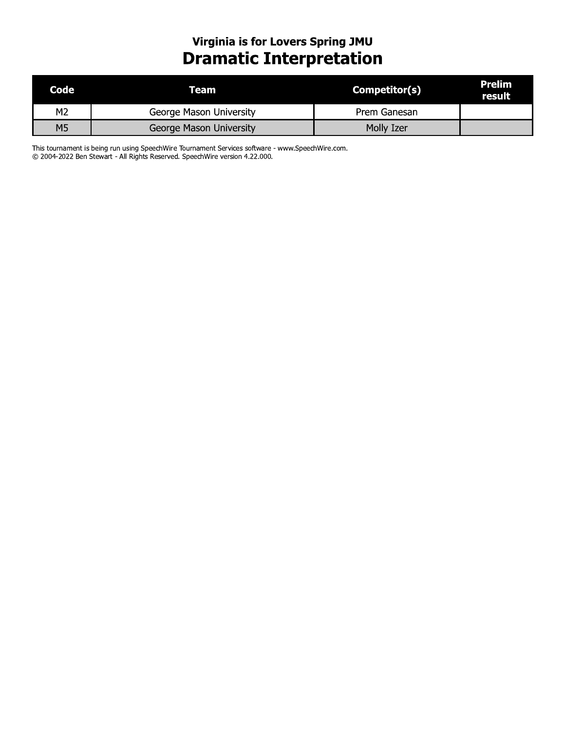# Virginia is for Lovers Spring JMU

## Dramatic Interpretation

| Code | Team | Competitor(s) | Prelim result |
|---|---|---|---|
| M2 | George Mason University | Prem Ganesan | |
| M5 | George Mason University | Molly Izer | |

This tournament is being run using SpeechWire Tournament Services software - www.SpeechWire.com.
© 2004-2022 Ben Stewart - All Rights Reserved. SpeechWire version 4.22.000.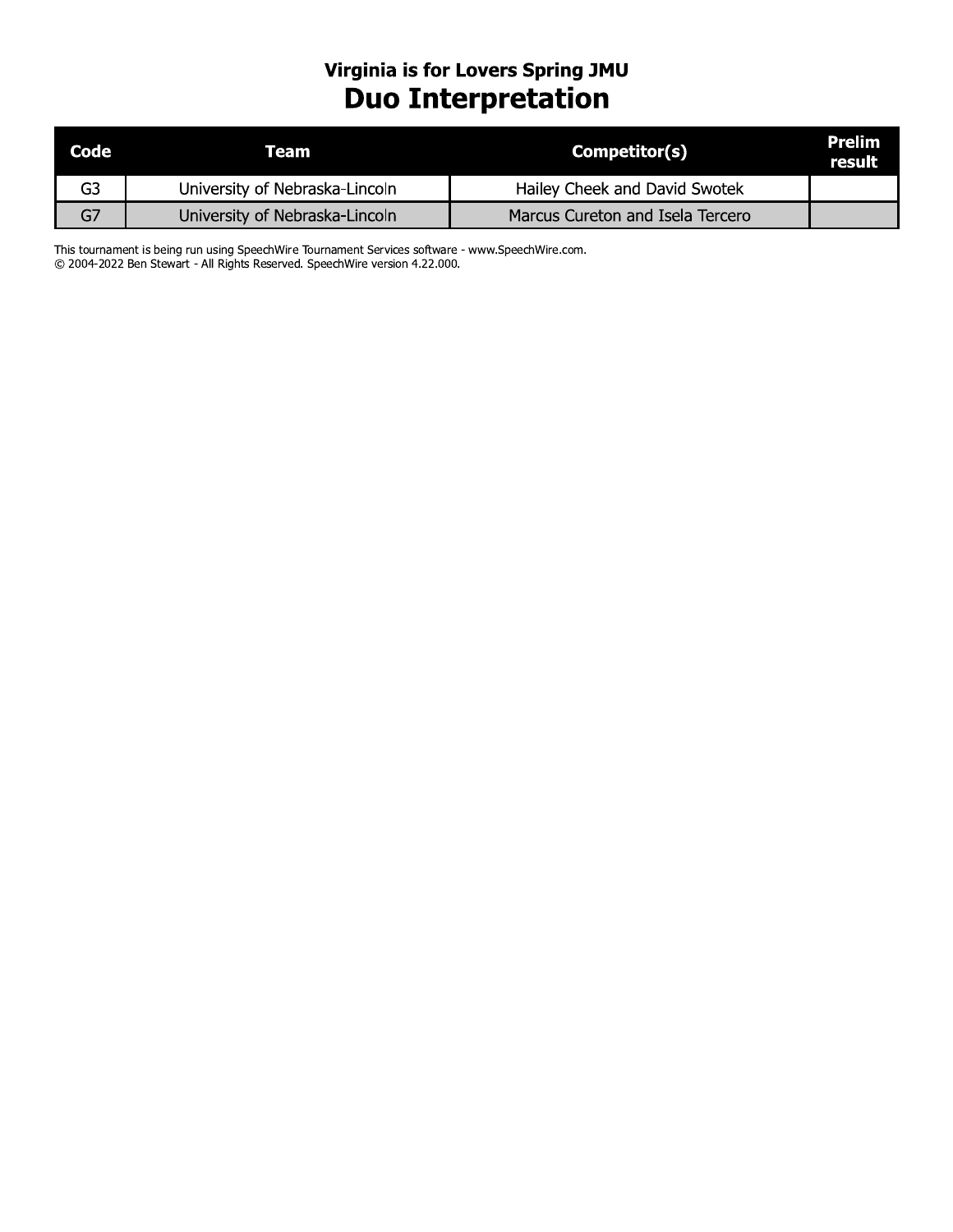## Virginia is for Lovers Spring JMU

# Duo Interpretation

| Code | Team | Competitor(s) | Prelim result |
| --- | --- | --- | --- |
| G3 | University of Nebraska-Lincoln | Hailey Cheek and David Swotek | |
| G7 | University of Nebraska-Lincoln | Marcus Cureton and Isela Tercero | |

This tournament is being run using SpeechWire Tournament Services software - www.SpeechWire.com.
© 2004-2022 Ben Stewart - All Rights Reserved. SpeechWire version 4.22.000.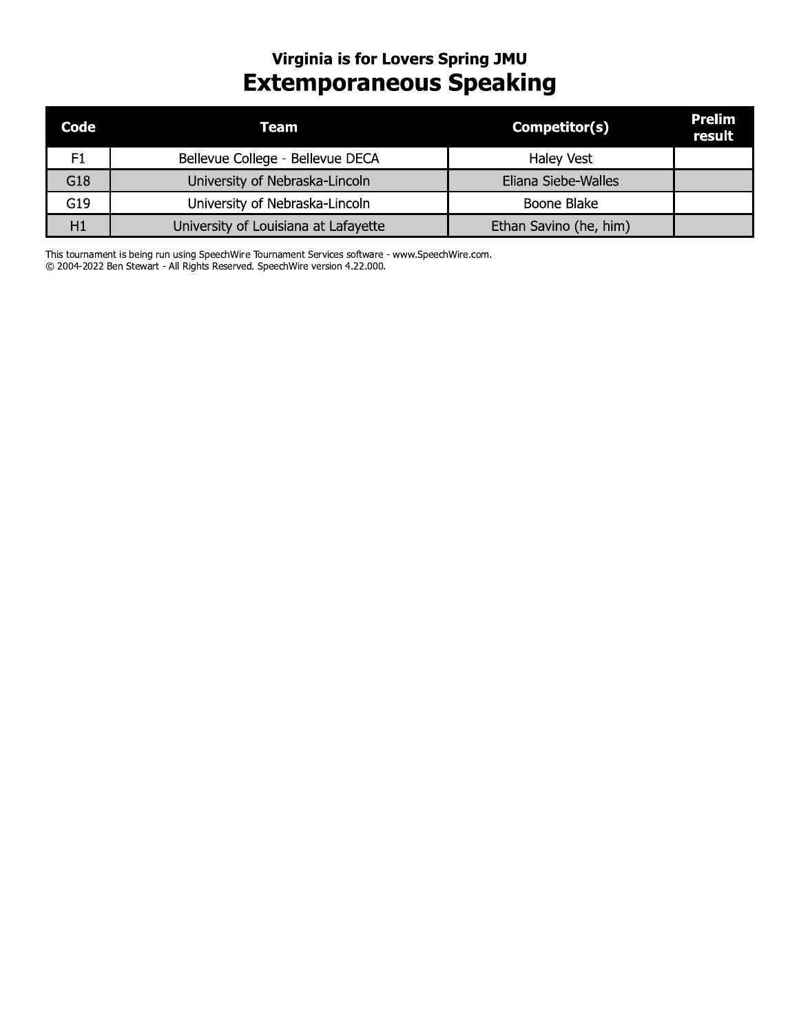## Virginia is for Lovers Spring JMU

# Extemporaneous Speaking

| Code | Team | Competitor(s) | Prelim result |
|---|---|---|---|
| F1 | Bellevue College - Bellevue DECA | Haley Vest | |
| G18 | University of Nebraska-Lincoln | Eliana Siebe-Walles | |
| G19 | University of Nebraska-Lincoln | Boone Blake | |
| H1 | University of Louisiana at Lafayette | Ethan Savino (he, him) | |

This tournament is being run using SpeechWire Tournament Services software - www.SpeechWire.com.
© 2004-2022 Ben Stewart - All Rights Reserved. SpeechWire version 4.22.000.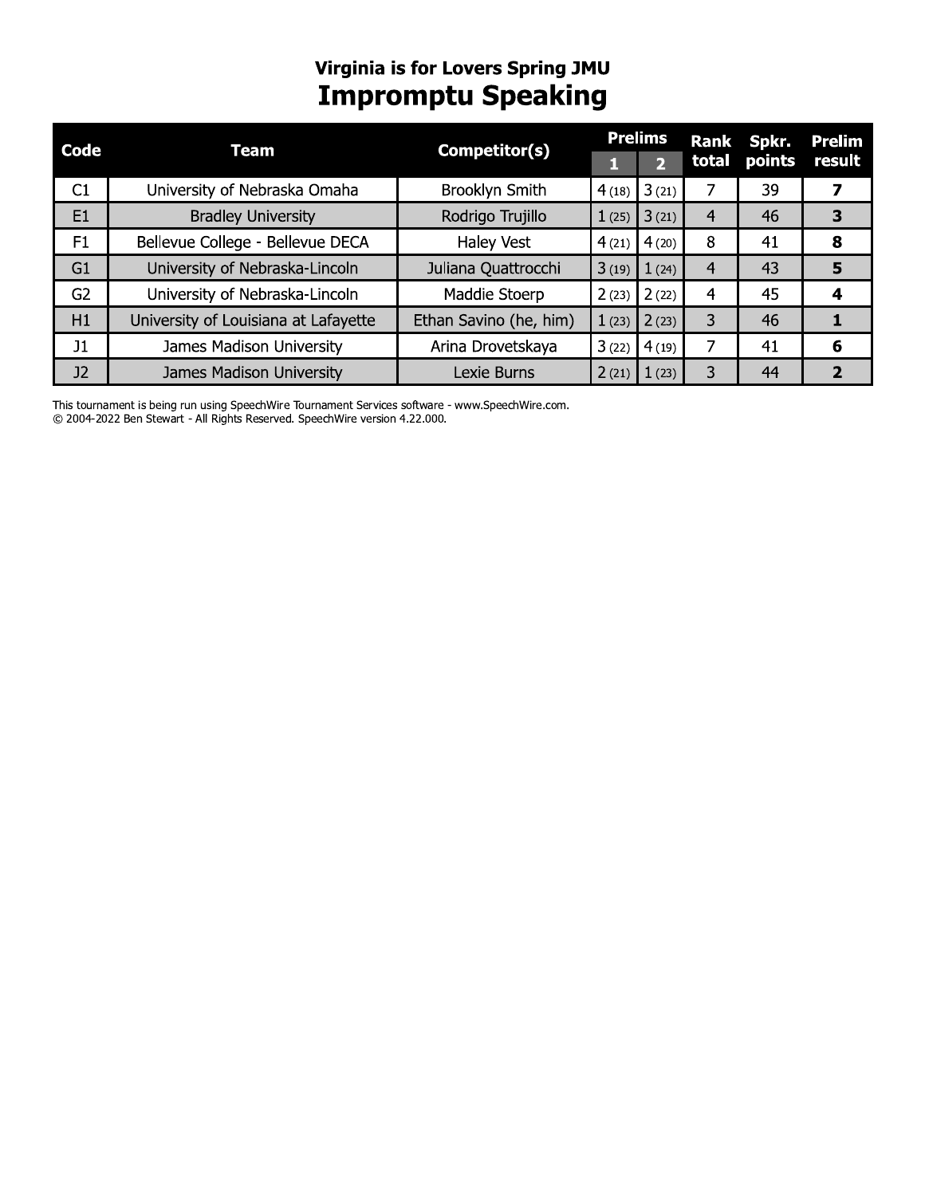### Virginia is for Lovers Spring JMU

# Impromptu Speaking

| Code | Team | Competitor(s) | Prelims | | Rank total | Spkr. points | Prelim result |
|---|---|---|---|---|---|---|---|
| | | | 1 | 2 | | | |
| C1 | University of Nebraska Omaha | Brooklyn Smith | 4 (18) | 3 (21) | 7 | 39 | **7** |
| E1 | Bradley University | Rodrigo Trujillo | 1 (25) | 3 (21) | 4 | 46 | **3** |
| F1 | Bellevue College - Bellevue DECA | Haley Vest | 4 (21) | 4 (20) | 8 | 41 | **8** |
| G1 | University of Nebraska-Lincoln | Juliana Quattrocchi | 3 (19) | 1 (24) | 4 | 43 | **5** |
| G2 | University of Nebraska-Lincoln | Maddie Stoerp | 2 (23) | 2 (22) | 4 | 45 | **4** |
| H1 | University of Louisiana at Lafayette | Ethan Savino (he, him) | 1 (23) | 2 (23) | 3 | 46 | **1** |
| J1 | James Madison University | Arina Drovetskaya | 3 (22) | 4 (19) | 7 | 41 | **6** |
| J2 | James Madison University | Lexie Burns | 2 (21) | 1 (23) | 3 | 44 | **2** |

This tournament is being run using SpeechWire Tournament Services software - www.SpeechWire.com.
© 2004-2022 Ben Stewart - All Rights Reserved. SpeechWire version 4.22.000.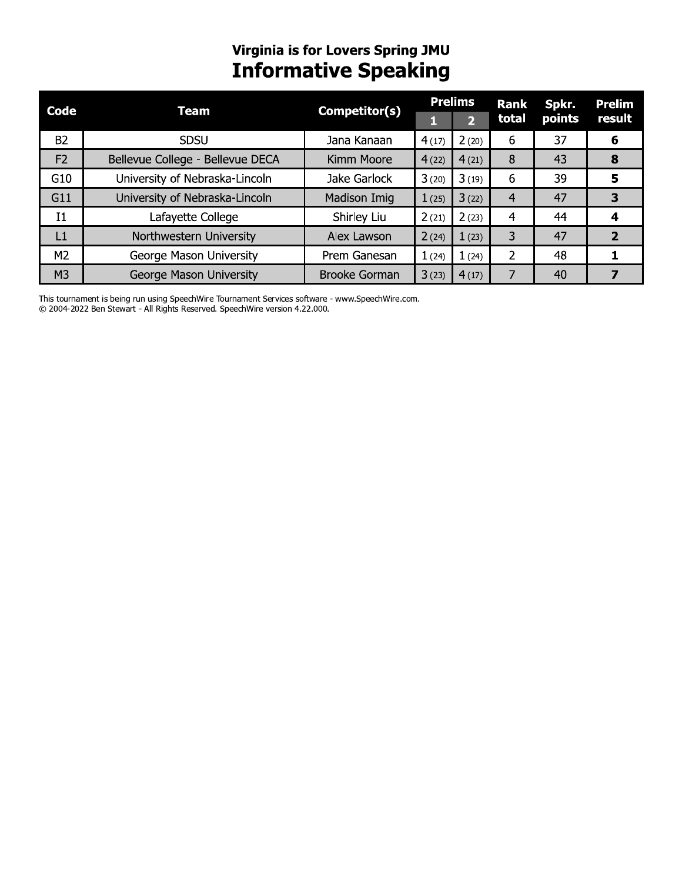# Virginia is for Lovers Spring JMU

## Informative Speaking

| Code | Team | Competitor(s) | Prelims | | Rank total | Spkr. points | Prelim result |
|---|---|---|---|---|---|---|---|
| | | | 1 | 2 | | | |
| B2 | SDSU | Jana Kanaan | 4 (17) | 2 (20) | 6 | 37 | **6** |
| F2 | Bellevue College - Bellevue DECA | Kimm Moore | 4 (22) | 4 (21) | 8 | 43 | **8** |
| G10 | University of Nebraska-Lincoln | Jake Garlock | 3 (20) | 3 (19) | 6 | 39 | **5** |
| G11 | University of Nebraska-Lincoln | Madison Imig | 1 (25) | 3 (22) | 4 | 47 | **3** |
| I1 | Lafayette College | Shirley Liu | 2 (21) | 2 (23) | 4 | 44 | **4** |
| L1 | Northwestern University | Alex Lawson | 2 (24) | 1 (23) | 3 | 47 | **2** |
| M2 | George Mason University | Prem Ganesan | 1 (24) | 1 (24) | 2 | 48 | **1** |
| M3 | George Mason University | Brooke Gorman | 3 (23) | 4 (17) | 7 | 40 | **7** |

This tournament is being run using SpeechWire Tournament Services software - www.SpeechWire.com.
© 2004-2022 Ben Stewart - All Rights Reserved. SpeechWire version 4.22.000.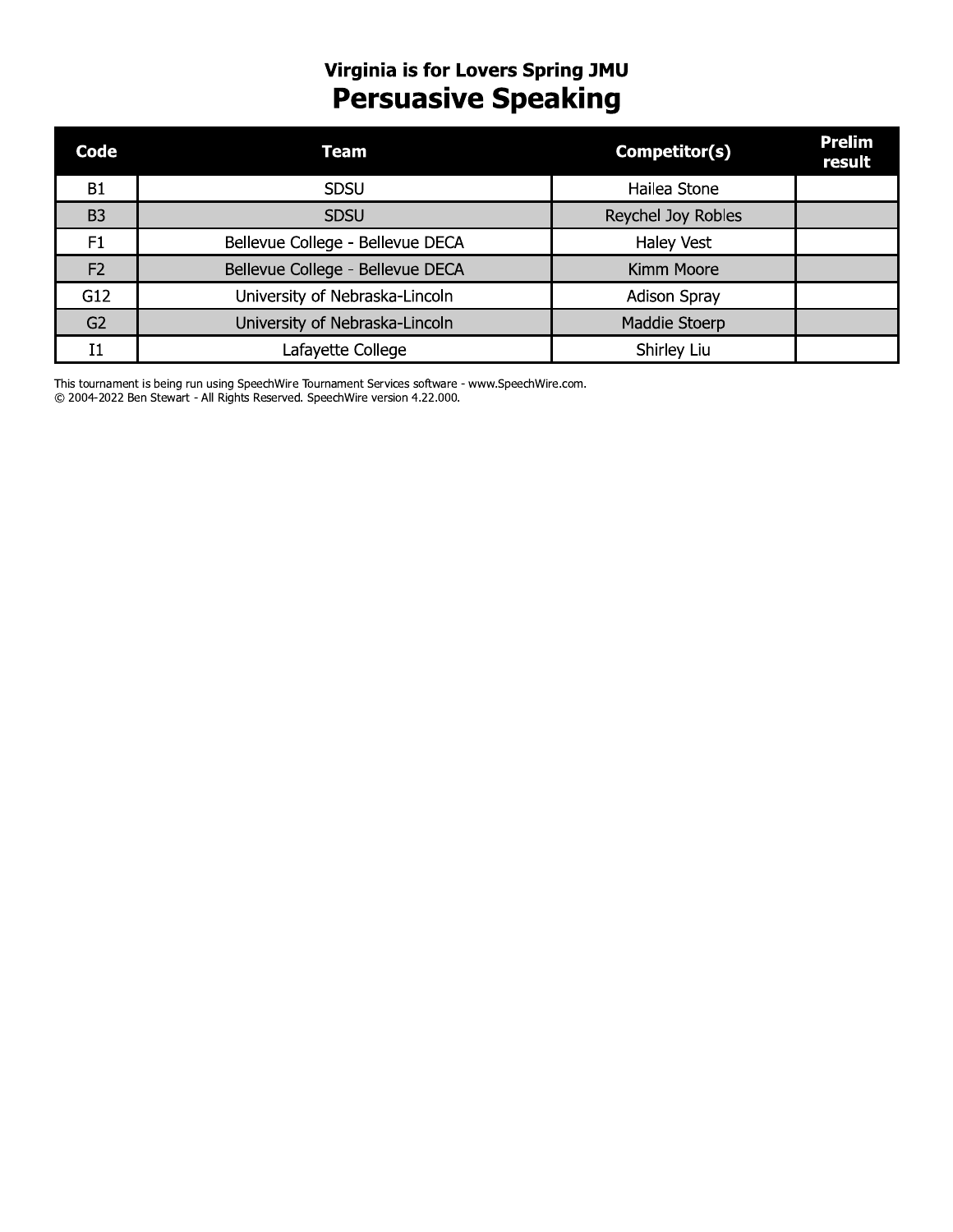# Virginia is for Lovers Spring JMU

## Persuasive Speaking

| Code | Team | Competitor(s) | Prelim result |
|---|---|---|---|
| B1 | SDSU | Hailea Stone | |
| B3 | SDSU | Reychel Joy Robles | |
| F1 | Bellevue College - Bellevue DECA | Haley Vest | |
| F2 | Bellevue College - Bellevue DECA | Kimm Moore | |
| G12 | University of Nebraska-Lincoln | Adison Spray | |
| G2 | University of Nebraska-Lincoln | Maddie Stoerp | |
| I1 | Lafayette College | Shirley Liu | |

This tournament is being run using SpeechWire Tournament Services software - www.SpeechWire.com.
© 2004-2022 Ben Stewart - All Rights Reserved. SpeechWire version 4.22.000.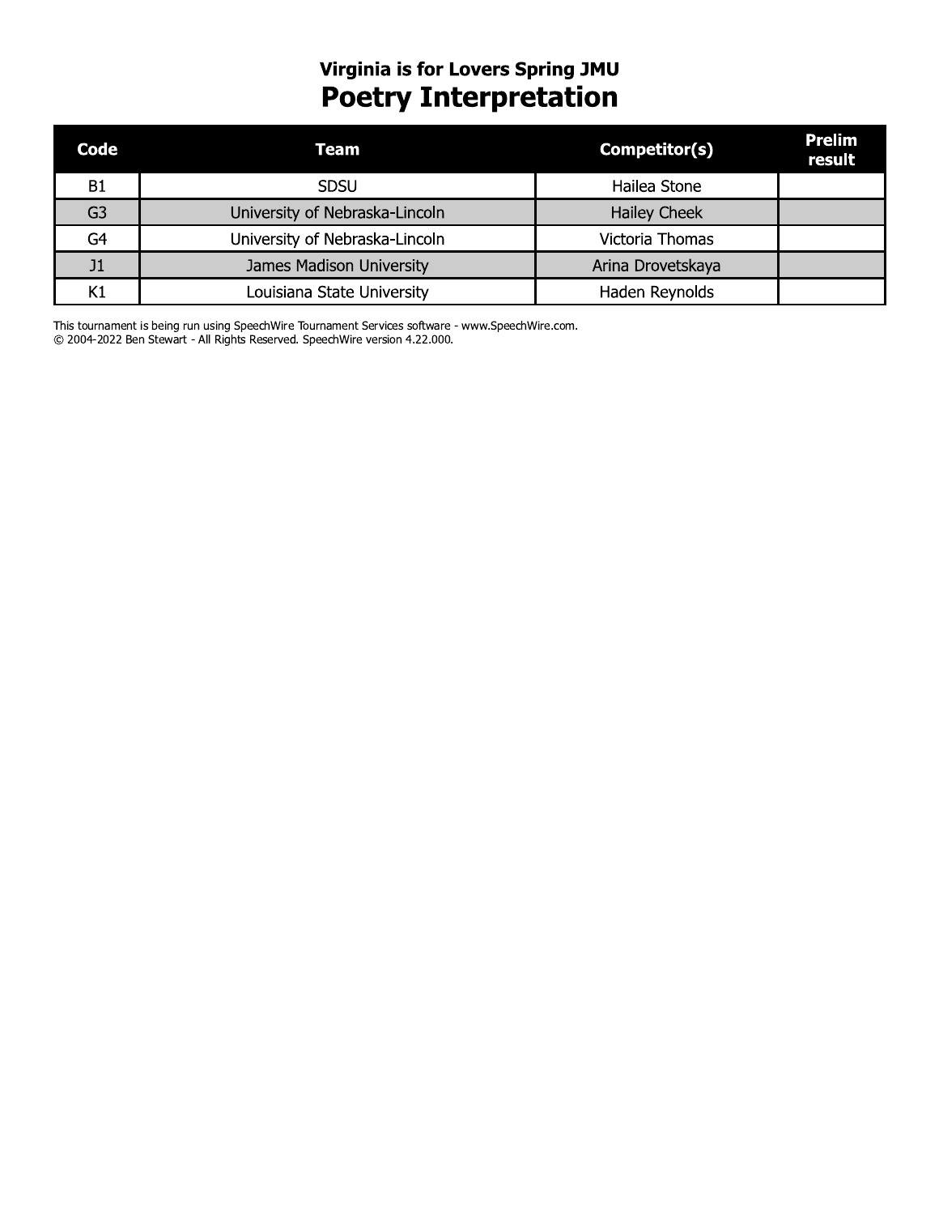## Virginia is for Lovers Spring JMU

# Poetry Interpretation

| Code | Team | Competitor(s) | Prelim result |
|---|---|---|---|
| B1 | SDSU | Hailea Stone | |
| G3 | University of Nebraska-Lincoln | Hailey Cheek | |
| G4 | University of Nebraska-Lincoln | Victoria Thomas | |
| J1 | James Madison University | Arina Drovetskaya | |
| K1 | Louisiana State University | Haden Reynolds | |

This tournament is being run using SpeechWire Tournament Services software - www.SpeechWire.com.
© 2004-2022 Ben Stewart - All Rights Reserved. SpeechWire version 4.22.000.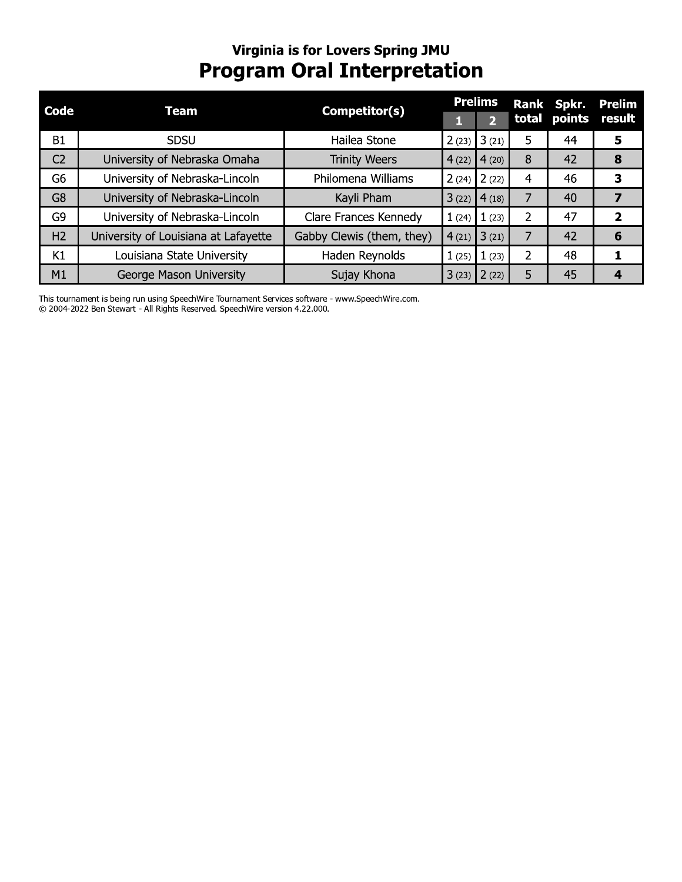### Virginia is for Lovers Spring JMU

## Program Oral Interpretation

| Code | Team | Competitor(s) | Prelims 1 | Prelims 2 | Rank total | Spkr. points | Prelim result |
|---|---|---|---|---|---|---|---|
| B1 | SDSU | Hailea Stone | 2 (23) | 3 (21) | 5 | 44 | **5** |
| C2 | University of Nebraska Omaha | Trinity Weers | 4 (22) | 4 (20) | 8 | 42 | **8** |
| G6 | University of Nebraska-Lincoln | Philomena Williams | 2 (24) | 2 (22) | 4 | 46 | **3** |
| G8 | University of Nebraska-Lincoln | Kayli Pham | 3 (22) | 4 (18) | 7 | 40 | **7** |
| G9 | University of Nebraska-Lincoln | Clare Frances Kennedy | 1 (24) | 1 (23) | 2 | 47 | **2** |
| H2 | University of Louisiana at Lafayette | Gabby Clewis (them, they) | 4 (21) | 3 (21) | 7 | 42 | **6** |
| K1 | Louisiana State University | Haden Reynolds | 1 (25) | 1 (23) | 2 | 48 | **1** |
| M1 | George Mason University | Sujay Khona | 3 (23) | 2 (22) | 5 | 45 | **4** |

This tournament is being run using SpeechWire Tournament Services software - www.SpeechWire.com.
© 2004-2022 Ben Stewart - All Rights Reserved. SpeechWire version 4.22.000.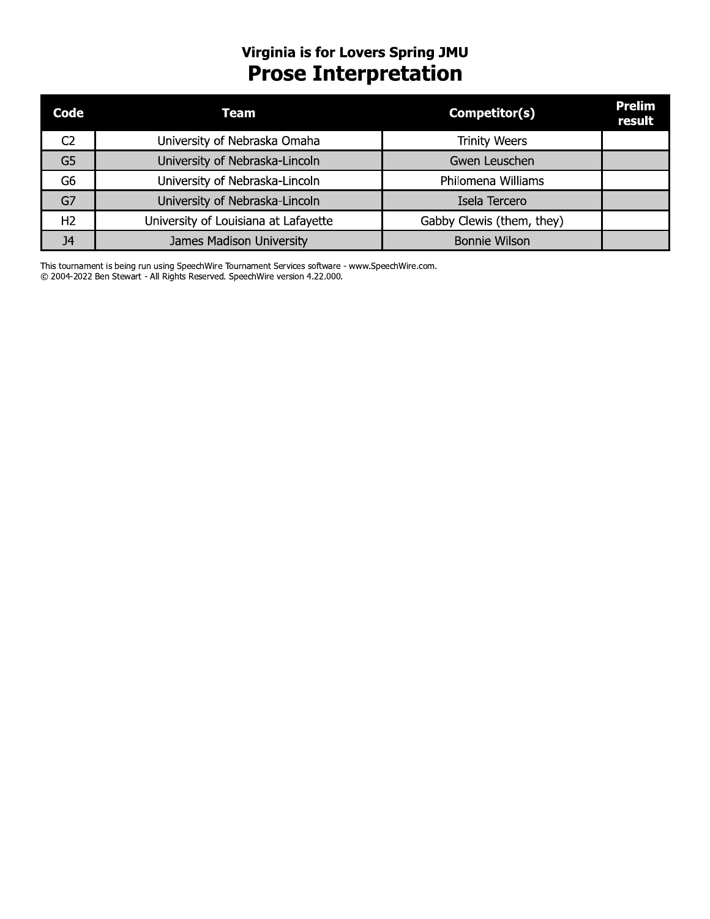## Virginia is for Lovers Spring JMU

# Prose Interpretation

| Code | Team | Competitor(s) | Prelim result |
|---|---|---|---|
| C2 | University of Nebraska Omaha | Trinity Weers | |
| G5 | University of Nebraska-Lincoln | Gwen Leuschen | |
| G6 | University of Nebraska-Lincoln | Philomena Williams | |
| G7 | University of Nebraska-Lincoln | Isela Tercero | |
| H2 | University of Louisiana at Lafayette | Gabby Clewis (them, they) | |
| J4 | James Madison University | Bonnie Wilson | |

This tournament is being run using SpeechWire Tournament Services software - www.SpeechWire.com.
© 2004-2022 Ben Stewart - All Rights Reserved. SpeechWire version 4.22.000.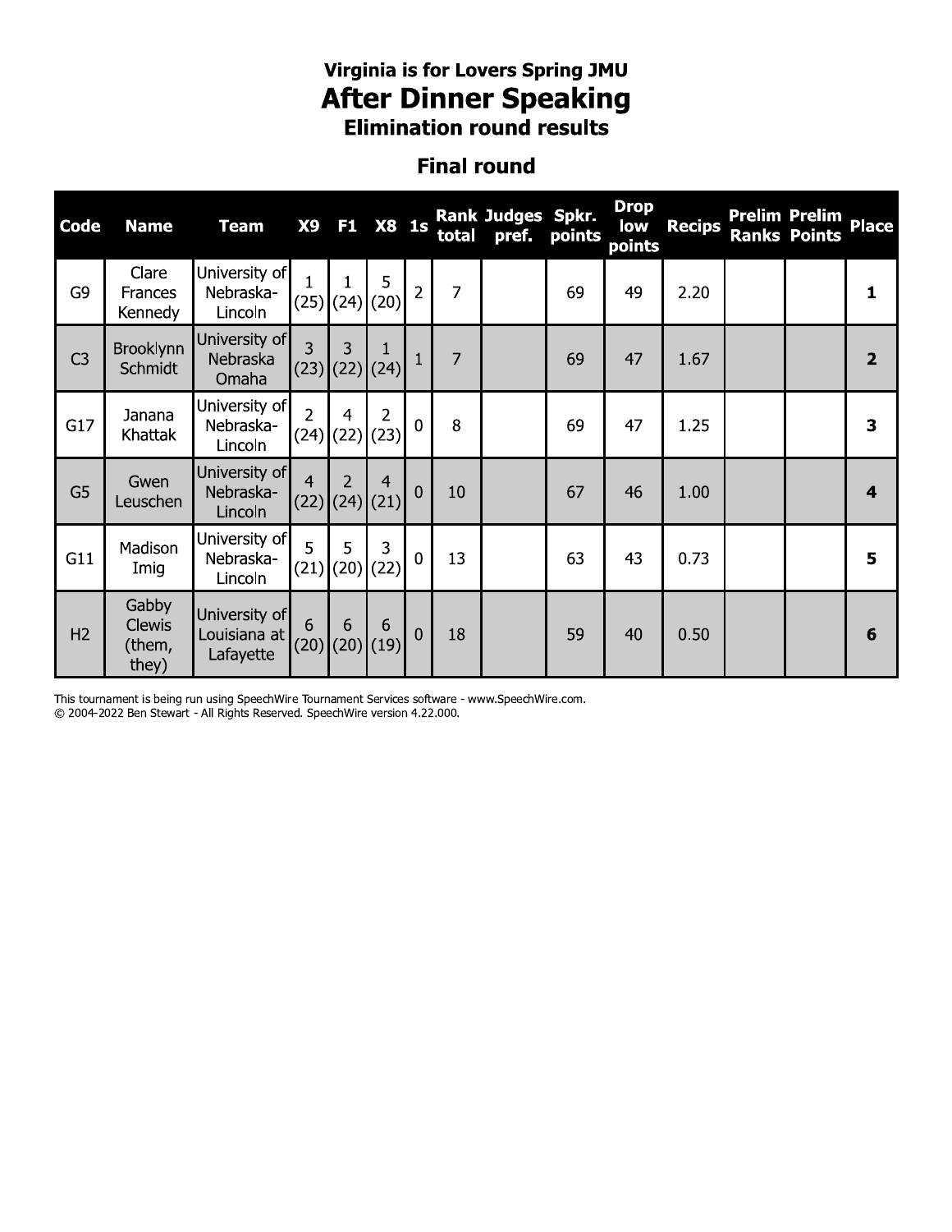# Virginia is for Lovers Spring JMU

## After Dinner Speaking

### Elimination round results

### Final round

| Code | Name | Team | X9 | F1 | X8 | 1s | Rank total | Judges pref. | Spkr. points | Drop low points | Recips | Prelim Ranks | Prelim Points | Place |
|---|---|---|---|---|---|---|---|---|---|---|---|---|---|---|
| G9 | Clare Frances Kennedy | University of Nebraska-Lincoln | 1 (25) | 1 (24) | 5 (20) | 2 | 7 | | 69 | 49 | 2.20 | | | **1** |
| C3 | Brooklynn Schmidt | University of Nebraska Omaha | 3 (23) | 3 (22) | 1 (24) | 1 | 7 | | 69 | 47 | 1.67 | | | **2** |
| G17 | Janana Khattak | University of Nebraska-Lincoln | 2 (24) | 4 (22) | 2 (23) | 0 | 8 | | 69 | 47 | 1.25 | | | **3** |
| G5 | Gwen Leuschen | University of Nebraska-Lincoln | 4 (22) | 2 (24) | 4 (21) | 0 | 10 | | 67 | 46 | 1.00 | | | **4** |
| G11 | Madison Imig | University of Nebraska-Lincoln | 5 (21) | 5 (20) | 3 (22) | 0 | 13 | | 63 | 43 | 0.73 | | | **5** |
| H2 | Gabby Clewis (them, they) | University of Louisiana at Lafayette | 6 (20) | 6 (20) | 6 (19) | 0 | 18 | | 59 | 40 | 0.50 | | | **6** |

This tournament is being run using SpeechWire Tournament Services software - www.SpeechWire.com.
© 2004-2022 Ben Stewart - All Rights Reserved. SpeechWire version 4.22.000.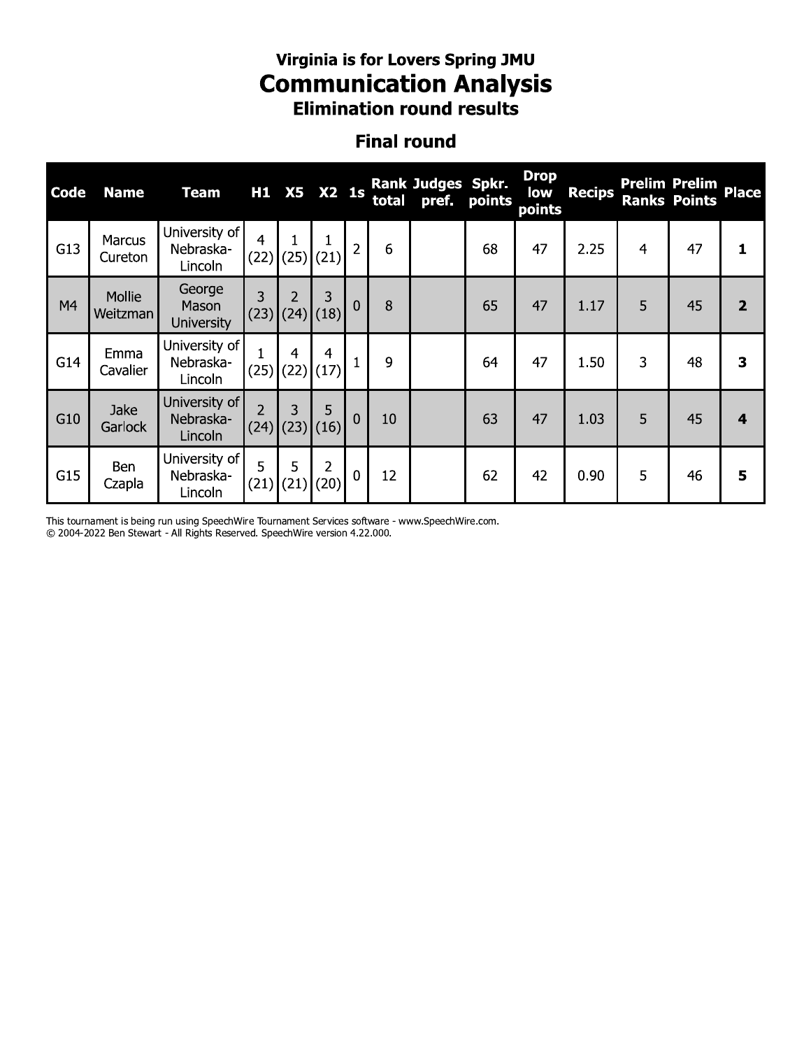# Virginia is for Lovers Spring JMU

## Communication Analysis

### Elimination round results

### Final round

| Code | Name | Team | H1 | X5 | X2 | 1s | Rank total | Judges pref. | Spkr. points | Drop low points | Recips | Prelim Ranks | Prelim Points | Place |
|---|---|---|---|---|---|---|---|---|---|---|---|---|---|---|
| G13 | Marcus Cureton | University of Nebraska-Lincoln | 4 (22) | 1 (25) | 1 (21) | 2 | 6 | | 68 | 47 | 2.25 | 4 | 47 | **1** |
| M4 | Mollie Weitzman | George Mason University | 3 (23) | 2 (24) | 3 (18) | 0 | 8 | | 65 | 47 | 1.17 | 5 | 45 | **2** |
| G14 | Emma Cavalier | University of Nebraska-Lincoln | 1 (25) | 4 (22) | 4 (17) | 1 | 9 | | 64 | 47 | 1.50 | 3 | 48 | **3** |
| G10 | Jake Garlock | University of Nebraska-Lincoln | 2 (24) | 3 (23) | 5 (16) | 0 | 10 | | 63 | 47 | 1.03 | 5 | 45 | **4** |
| G15 | Ben Czapla | University of Nebraska-Lincoln | 5 (21) | 5 (21) | 2 (20) | 0 | 12 | | 62 | 42 | 0.90 | 5 | 46 | **5** |

This tournament is being run using SpeechWire Tournament Services software - www.SpeechWire.com.
© 2004-2022 Ben Stewart - All Rights Reserved. SpeechWire version 4.22.000.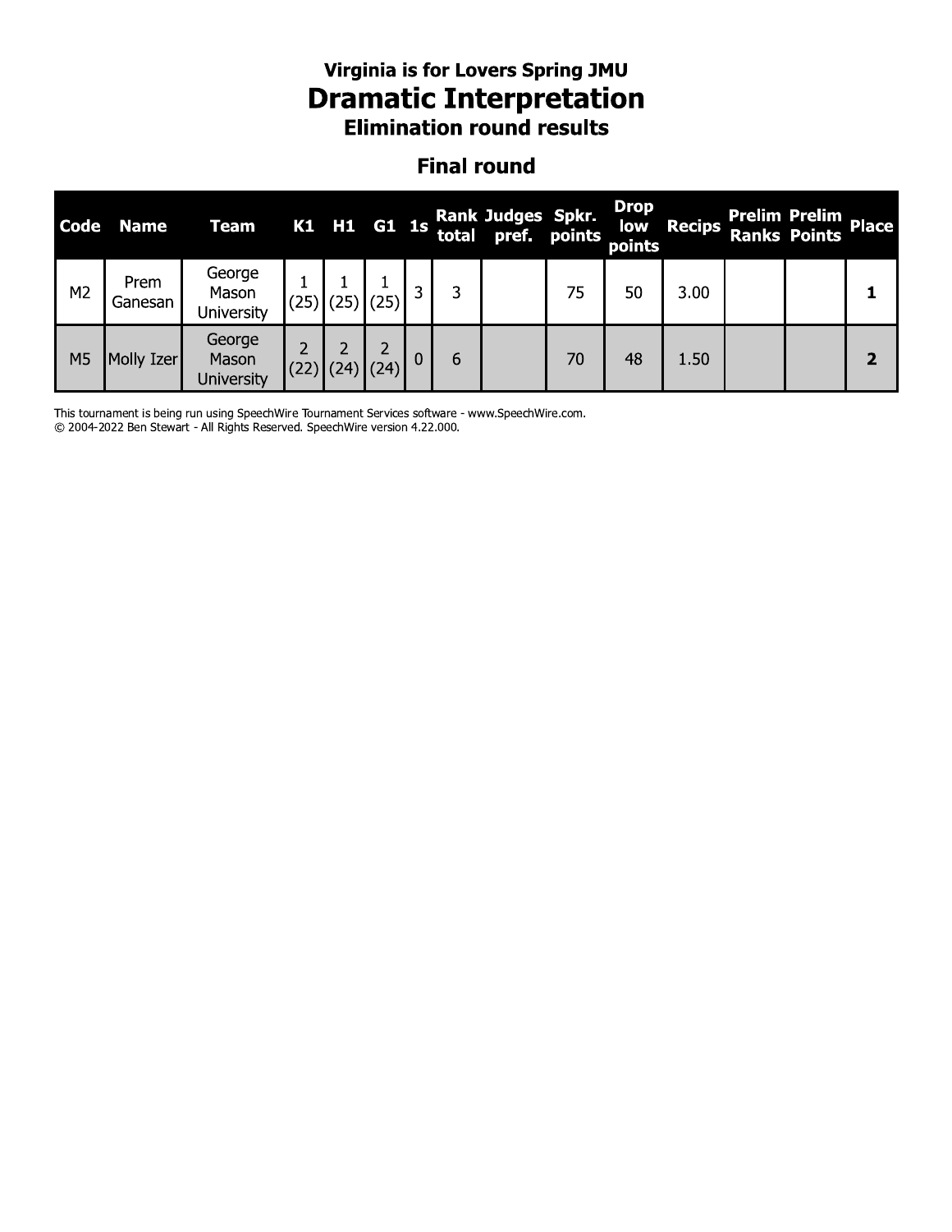### Virginia is for Lovers Spring JMU

# Dramatic Interpretation

### Elimination round results

## Final round

| Code | Name | Team | K1 | H1 | G1 | 1s | Rank total | Judges pref. | Spkr. points | Drop low points | Recips | Prelim Ranks | Prelim Points | Place |
|---|---|---|---|---|---|---|---|---|---|---|---|---|---|---|
| M2 | Prem Ganesan | George Mason University | 1 (25) | 1 (25) | 1 (25) | 3 | 3 | | 75 | 50 | 3.00 | | | **1** |
| M5 | Molly Izer | George Mason University | 2 (22) | 2 (24) | 2 (24) | 0 | 6 | | 70 | 48 | 1.50 | | | **2** |

This tournament is being run using SpeechWire Tournament Services software - www.SpeechWire.com.
© 2004-2022 Ben Stewart - All Rights Reserved. SpeechWire version 4.22.000.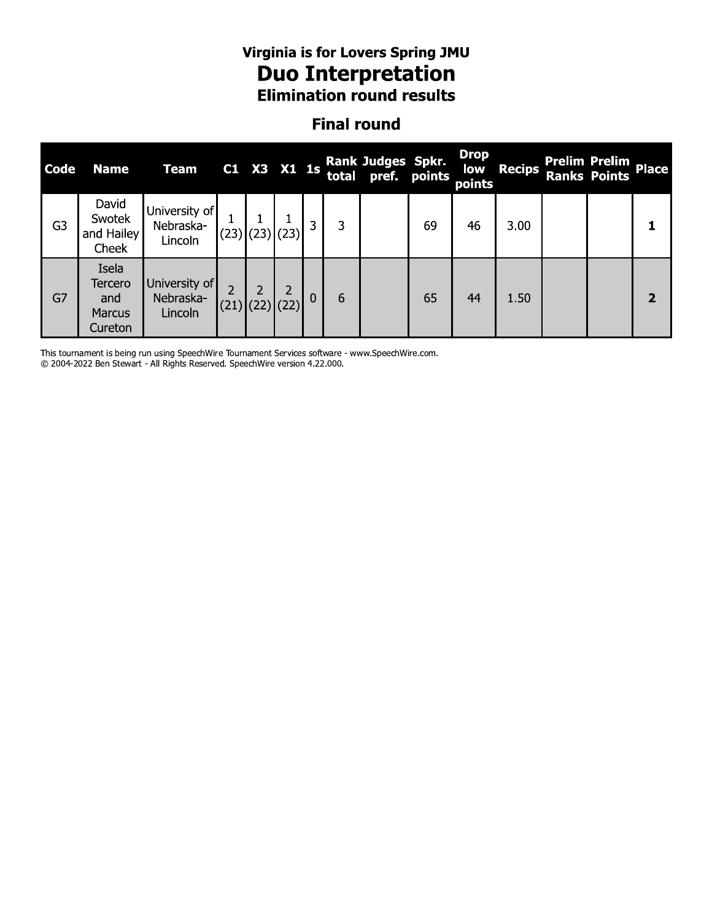# Virginia is for Lovers Spring JMU

# Duo Interpretation

## Elimination round results

### Final round

| Code | Name | Team | C1 | X3 | X1 | 1s | Rank total | Judges pref. | Spkr. points | Drop low points | Recips | Prelim Ranks | Prelim Points | Place |
|---|---|---|---|---|---|---|---|---|---|---|---|---|---|---|
| G3 | David Swotek and Hailey Cheek | University of Nebraska-Lincoln | 1 (23) | 1 (23) | 1 (23) | 3 | 3 | | 69 | 46 | 3.00 | | | **1** |
| G7 | Isela Tercero and Marcus Cureton | University of Nebraska-Lincoln | 2 (21) | 2 (22) | 2 (22) | 0 | 6 | | 65 | 44 | 1.50 | | | **2** |

This tournament is being run using SpeechWire Tournament Services software - www.SpeechWire.com.
© 2004-2022 Ben Stewart - All Rights Reserved. SpeechWire version 4.22.000.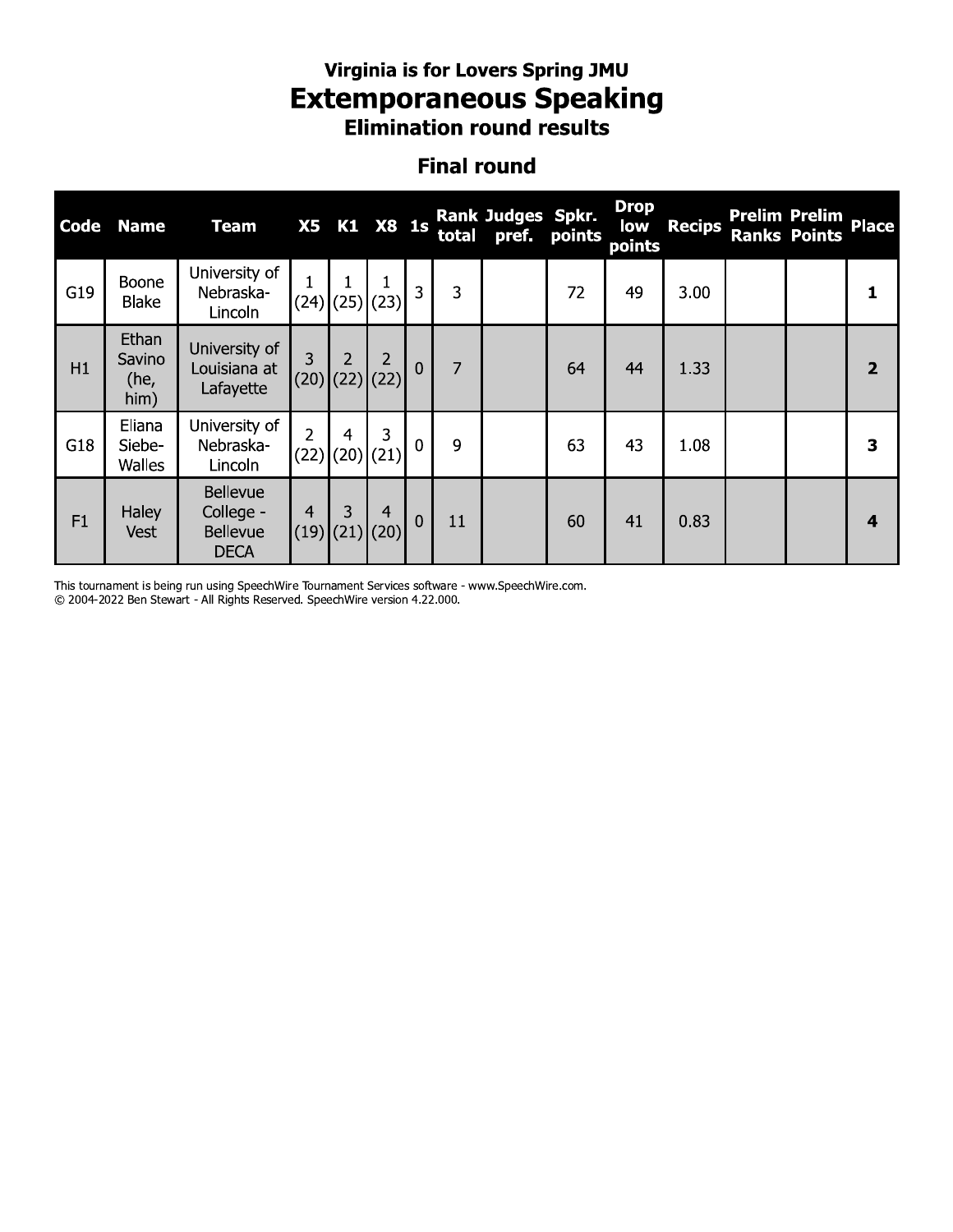### Virginia is for Lovers Spring JMU

# Extemporaneous Speaking

### Elimination round results

## Final round

| Code | Name | Team | X5 | K1 | X8 | 1s | Rank total | Judges pref. | Spkr. points | Drop low points | Recips | Prelim Ranks | Prelim Points | Place |
|---|---|---|---|---|---|---|---|---|---|---|---|---|---|---|
| G19 | Boone Blake | University of Nebraska-Lincoln | 1 (24) | 1 (25) | 1 (23) | 3 | 3 | | 72 | 49 | 3.00 | | | **1** |
| H1 | Ethan Savino (he, him) | University of Louisiana at Lafayette | 3 (20) | 2 (22) | 2 (22) | 0 | 7 | | 64 | 44 | 1.33 | | | **2** |
| G18 | Eliana Siebe-Walles | University of Nebraska-Lincoln | 2 (22) | 4 (20) | 3 (21) | 0 | 9 | | 63 | 43 | 1.08 | | | **3** |
| F1 | Haley Vest | Bellevue College - Bellevue DECA | 4 (19) | 3 (21) | 4 (20) | 0 | 11 | | 60 | 41 | 0.83 | | | **4** |

This tournament is being run using SpeechWire Tournament Services software - www.SpeechWire.com.
© 2004-2022 Ben Stewart - All Rights Reserved. SpeechWire version 4.22.000.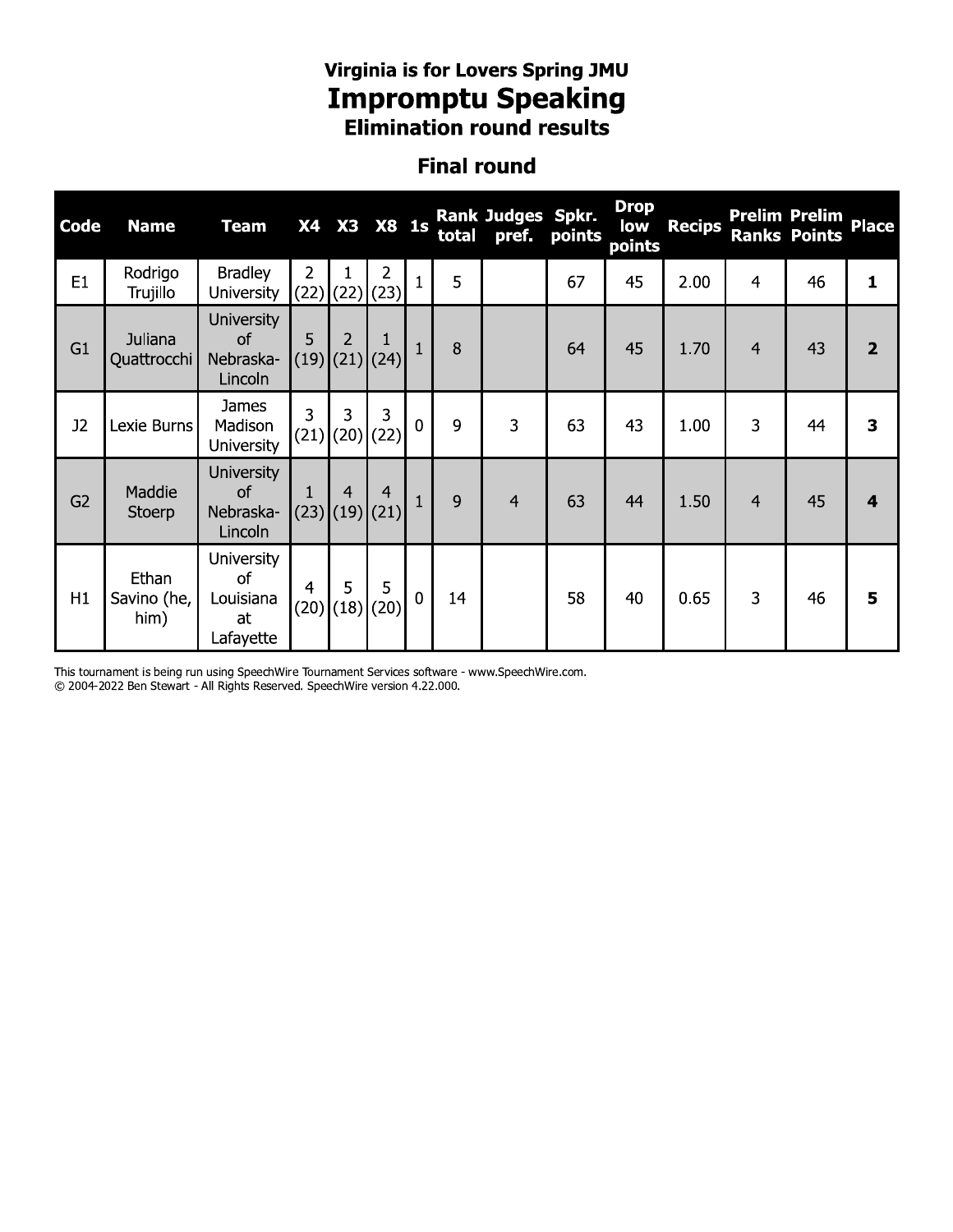# Virginia is for Lovers Spring JMU

## Impromptu Speaking

### Elimination round results

### Final round

| Code | Name | Team | X4 | X3 | X8 | 1s | Rank total | Judges pref. | Spkr. points | Drop low points | Recips | Prelim Ranks | Prelim Points | Place |
|---|---|---|---|---|---|---|---|---|---|---|---|---|---|---|
| E1 | Rodrigo Trujillo | Bradley University | 2 (22) | 1 (22) | 2 (23) | 1 | 5 | | 67 | 45 | 2.00 | 4 | 46 | **1** |
| G1 | Juliana Quattrocchi | University of Nebraska-Lincoln | 5 (19) | 2 (21) | 1 (24) | 1 | 8 | | 64 | 45 | 1.70 | 4 | 43 | **2** |
| J2 | Lexie Burns | James Madison University | 3 (21) | 3 (20) | 3 (22) | 0 | 9 | 3 | 63 | 43 | 1.00 | 3 | 44 | **3** |
| G2 | Maddie Stoerp | University of Nebraska-Lincoln | 1 (23) | 4 (19) | 4 (21) | 1 | 9 | 4 | 63 | 44 | 1.50 | 4 | 45 | **4** |
| H1 | Ethan Savino (he, him) | University of Louisiana at Lafayette | 4 (20) | 5 (18) | 5 (20) | 0 | 14 | | 58 | 40 | 0.65 | 3 | 46 | **5** |

This tournament is being run using SpeechWire Tournament Services software - www.SpeechWire.com.
© 2004-2022 Ben Stewart - All Rights Reserved. SpeechWire version 4.22.000.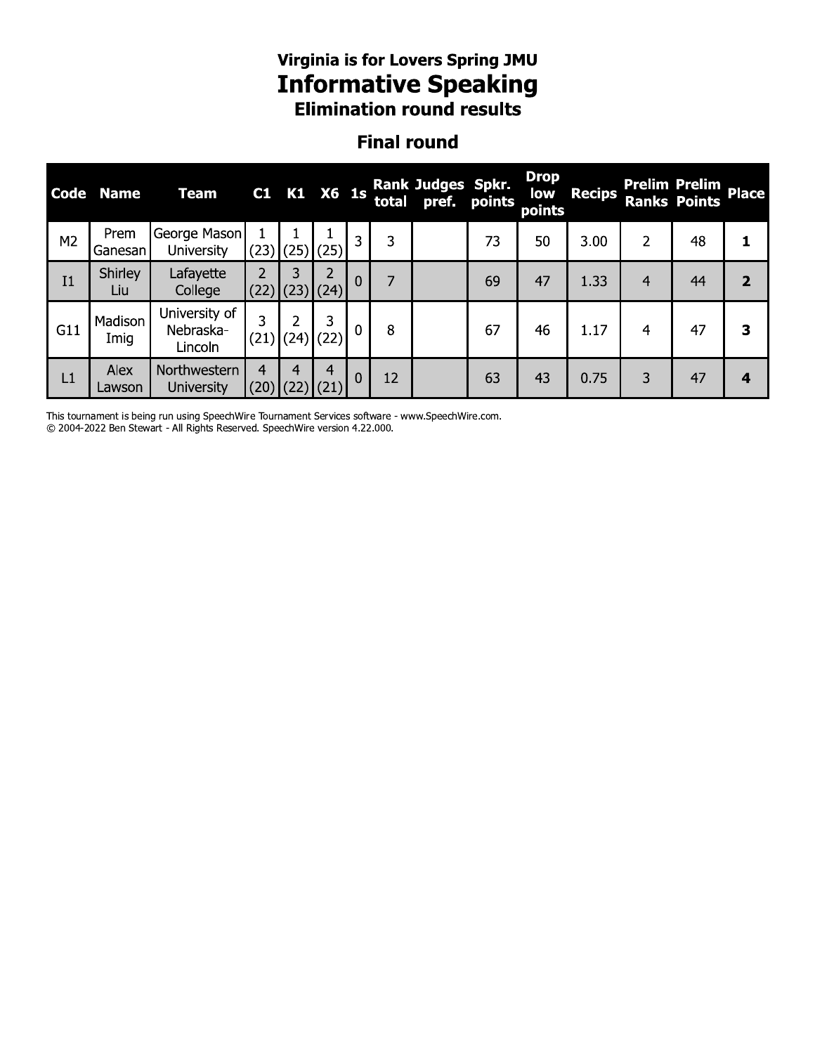### Virginia is for Lovers Spring JMU

# Informative Speaking

### Elimination round results

## Final round

| Code | Name | Team | C1 | K1 | X6 | 1s | Rank total | Judges pref. | Spkr. points | Drop low points | Recips | Prelim Ranks | Prelim Points | Place |
|---|---|---|---|---|---|---|---|---|---|---|---|---|---|---|
| M2 | Prem Ganesan | George Mason University | 1 (23) | 1 (25) | 1 (25) | 3 | 3 | | 73 | 50 | 3.00 | 2 | 48 | **1** |
| I1 | Shirley Liu | Lafayette College | 2 (22) | 3 (23) | 2 (24) | 0 | 7 | | 69 | 47 | 1.33 | 4 | 44 | **2** |
| G11 | Madison Imig | University of Nebraska-Lincoln | 3 (21) | 2 (24) | 3 (22) | 0 | 8 | | 67 | 46 | 1.17 | 4 | 47 | **3** |
| L1 | Alex Lawson | Northwestern University | 4 (20) | 4 (22) | 4 (21) | 0 | 12 | | 63 | 43 | 0.75 | 3 | 47 | **4** |

This tournament is being run using SpeechWire Tournament Services software - www.SpeechWire.com.
© 2004-2022 Ben Stewart - All Rights Reserved. SpeechWire version 4.22.000.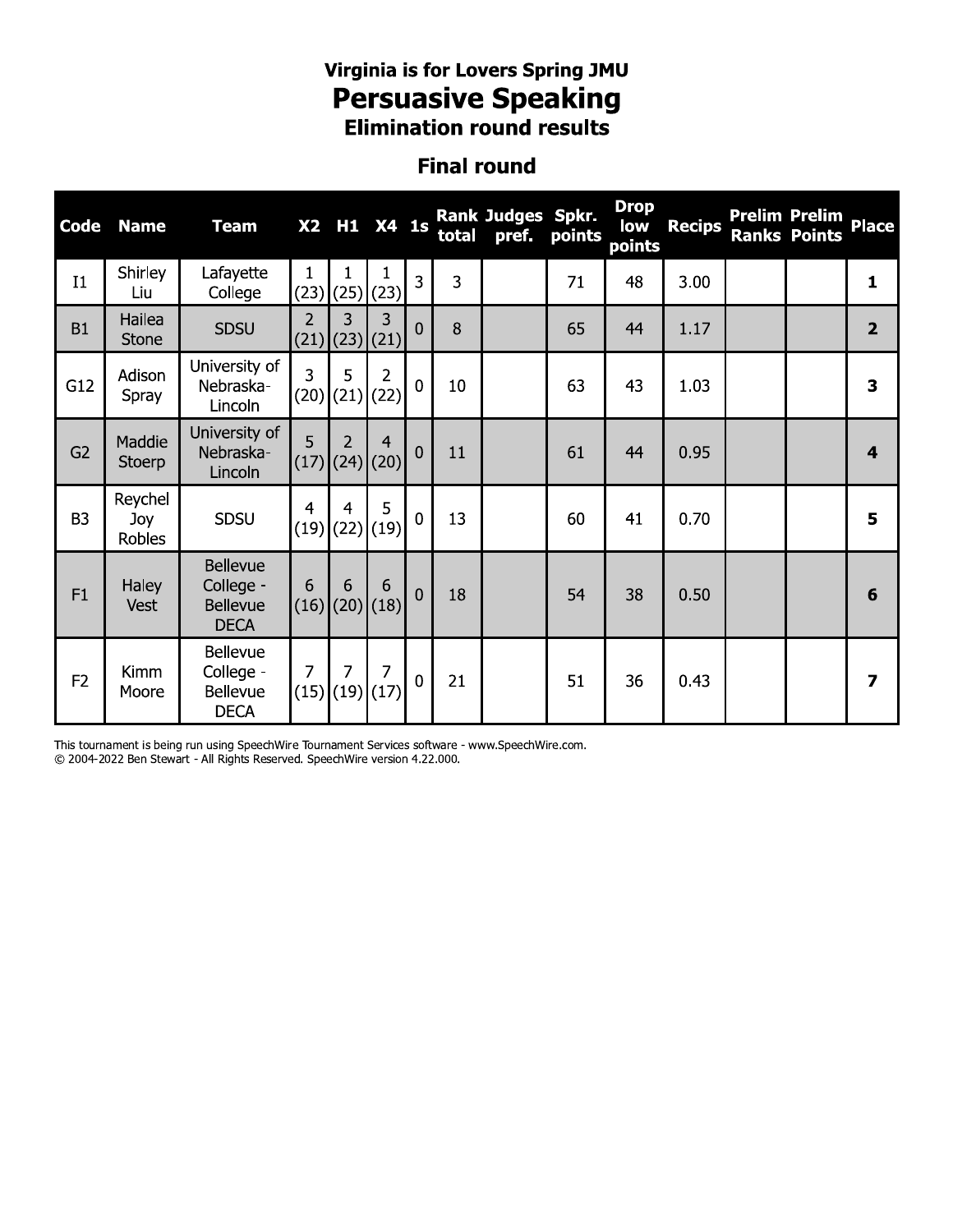### Virginia is for Lovers Spring JMU

# Persuasive Speaking

### Elimination round results

## Final round

| Code | Name | Team | X2 | H1 | X4 | 1s | Rank total | Judges pref. | Spkr. points | Drop low points | Recips | Prelim Ranks | Prelim Points | Place |
|---|---|---|---|---|---|---|---|---|---|---|---|---|---|---|
| I1 | Shirley Liu | Lafayette College | 1 (23) | 1 (25) | 1 (23) | 3 | 3 | | 71 | 48 | 3.00 | | | **1** |
| B1 | Hailea Stone | SDSU | 2 (21) | 3 (23) | 3 (21) | 0 | 8 | | 65 | 44 | 1.17 | | | **2** |
| G12 | Adison Spray | University of Nebraska-Lincoln | 3 (20) | 5 (21) | 2 (22) | 0 | 10 | | 63 | 43 | 1.03 | | | **3** |
| G2 | Maddie Stoerp | University of Nebraska-Lincoln | 5 (17) | 2 (24) | 4 (20) | 0 | 11 | | 61 | 44 | 0.95 | | | **4** |
| B3 | Reychel Joy Robles | SDSU | 4 (19) | 4 (22) | 5 (19) | 0 | 13 | | 60 | 41 | 0.70 | | | **5** |
| F1 | Haley Vest | Bellevue College - Bellevue DECA | 6 (16) | 6 (20) | 6 (18) | 0 | 18 | | 54 | 38 | 0.50 | | | **6** |
| F2 | Kimm Moore | Bellevue College - Bellevue DECA | 7 (15) | 7 (19) | 7 (17) | 0 | 21 | | 51 | 36 | 0.43 | | | **7** |

This tournament is being run using SpeechWire Tournament Services software - www.SpeechWire.com.
© 2004-2022 Ben Stewart - All Rights Reserved. SpeechWire version 4.22.000.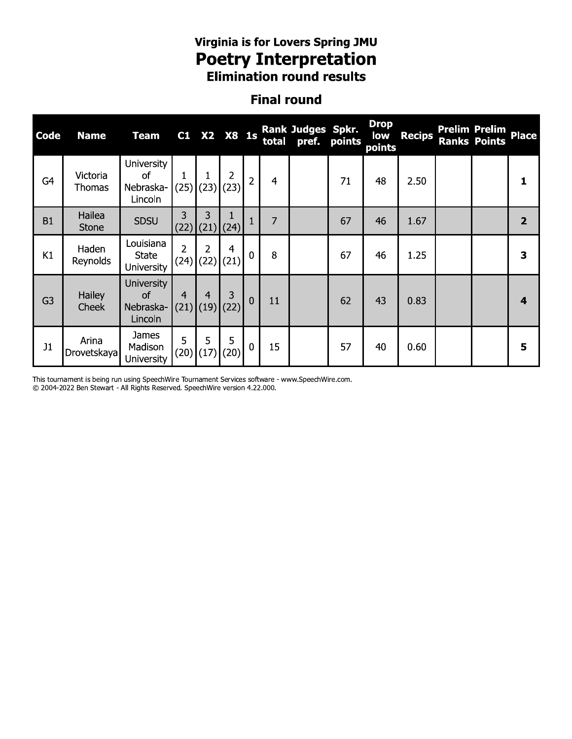# Virginia is for Lovers Spring JMU

## Poetry Interpretation

### Elimination round results

### Final round

| Code | Name | Team | C1 | X2 | X8 | 1s | Rank total | Judges pref. | Spkr. points | Drop low points | Recips | Prelim Ranks | Prelim Points | Place |
|---|---|---|---|---|---|---|---|---|---|---|---|---|---|---|
| G4 | Victoria Thomas | University of Nebraska-Lincoln | 1 (25) | 1 (23) | 2 (23) | 2 | 4 | | 71 | 48 | 2.50 | | | **1** |
| B1 | Hailea Stone | SDSU | 3 (22) | 3 (21) | 1 (24) | 1 | 7 | | 67 | 46 | 1.67 | | | **2** |
| K1 | Haden Reynolds | Louisiana State University | 2 (24) | 2 (22) | 4 (21) | 0 | 8 | | 67 | 46 | 1.25 | | | **3** |
| G3 | Hailey Cheek | University of Nebraska-Lincoln | 4 (21) | 4 (19) | 3 (22) | 0 | 11 | | 62 | 43 | 0.83 | | | **4** |
| J1 | Arina Drovetskaya | James Madison University | 5 (20) | 5 (17) | 5 (20) | 0 | 15 | | 57 | 40 | 0.60 | | | **5** |

This tournament is being run using SpeechWire Tournament Services software - www.SpeechWire.com.
© 2004-2022 Ben Stewart - All Rights Reserved. SpeechWire version 4.22.000.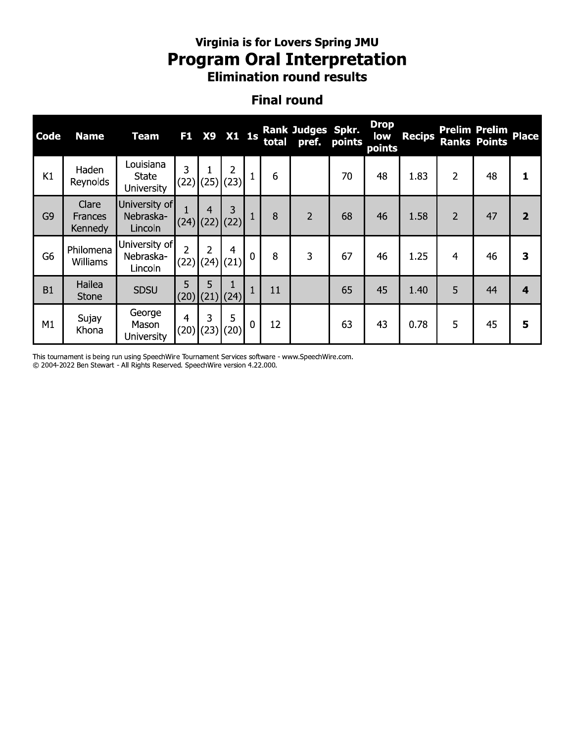# Virginia is for Lovers Spring JMU

# Program Oral Interpretation

## Elimination round results

### Final round

| Code | Name | Team | F1 | X9 | X1 | 1s | Rank total | Judges pref. | Spkr. points | Drop low points | Recips | Prelim Ranks | Prelim Points | Place |
|---|---|---|---|---|---|---|---|---|---|---|---|---|---|---|
| K1 | Haden Reynolds | Louisiana State University | 3 (22) | 1 (25) | 2 (23) | 1 | 6 | | 70 | 48 | 1.83 | 2 | 48 | **1** |
| G9 | Clare Frances Kennedy | University of Nebraska-Lincoln | 1 (24) | 4 (22) | 3 (22) | 1 | 8 | 2 | 68 | 46 | 1.58 | 2 | 47 | **2** |
| G6 | Philomena Williams | University of Nebraska-Lincoln | 2 (22) | 2 (24) | 4 (21) | 0 | 8 | 3 | 67 | 46 | 1.25 | 4 | 46 | **3** |
| B1 | Hailea Stone | SDSU | 5 (20) | 5 (21) | 1 (24) | 1 | 11 | | 65 | 45 | 1.40 | 5 | 44 | **4** |
| M1 | Sujay Khona | George Mason University | 4 (20) | 3 (23) | 5 (20) | 0 | 12 | | 63 | 43 | 0.78 | 5 | 45 | **5** |

This tournament is being run using SpeechWire Tournament Services software - www.SpeechWire.com.
© 2004-2022 Ben Stewart - All Rights Reserved. SpeechWire version 4.22.000.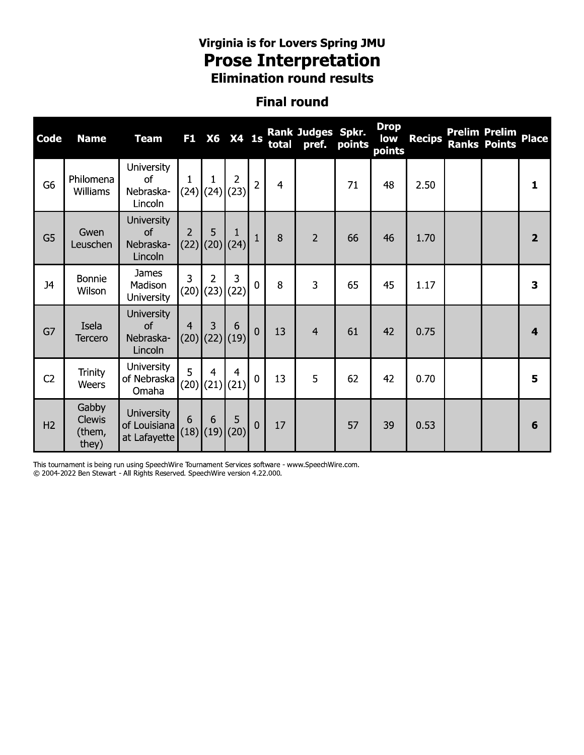## Virginia is for Lovers Spring JMU

# Prose Interpretation

### Elimination round results

### Final round

| Code | Name | Team | F1 | X6 | X4 | 1s | Rank total | Judges pref. | Spkr. points | Drop low points | Recips | Prelim Ranks | Prelim Points | Place |
|---|---|---|---|---|---|---|---|---|---|---|---|---|---|---|
| G6 | Philomena Williams | University of Nebraska-Lincoln | 1 (24) | 1 (24) | 2 (23) | 2 | 4 | | 71 | 48 | 2.50 | | | **1** |
| G5 | Gwen Leuschen | University of Nebraska-Lincoln | 2 (22) | 5 (20) | 1 (24) | 1 | 8 | 2 | 66 | 46 | 1.70 | | | **2** |
| J4 | Bonnie Wilson | James Madison University | 3 (20) | 2 (23) | 3 (22) | 0 | 8 | 3 | 65 | 45 | 1.17 | | | **3** |
| G7 | Isela Tercero | University of Nebraska-Lincoln | 4 (20) | 3 (22) | 6 (19) | 0 | 13 | 4 | 61 | 42 | 0.75 | | | **4** |
| C2 | Trinity Weers | University of Nebraska Omaha | 5 (20) | 4 (21) | 4 (21) | 0 | 13 | 5 | 62 | 42 | 0.70 | | | **5** |
| H2 | Gabby Clewis (them, they) | University of Louisiana at Lafayette | 6 (18) | 6 (19) | 5 (20) | 0 | 17 | | 57 | 39 | 0.53 | | | **6** |

This tournament is being run using SpeechWire Tournament Services software - www.SpeechWire.com.
© 2004-2022 Ben Stewart - All Rights Reserved. SpeechWire version 4.22.000.